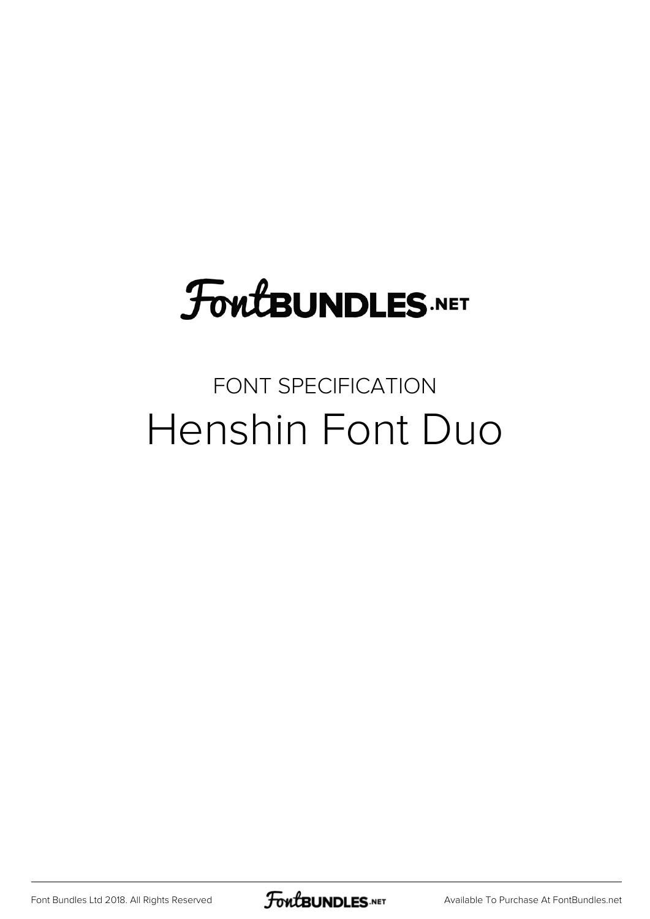FontBUNDLES.NET

FONT SPECIFICATION

# Henshin Font Duo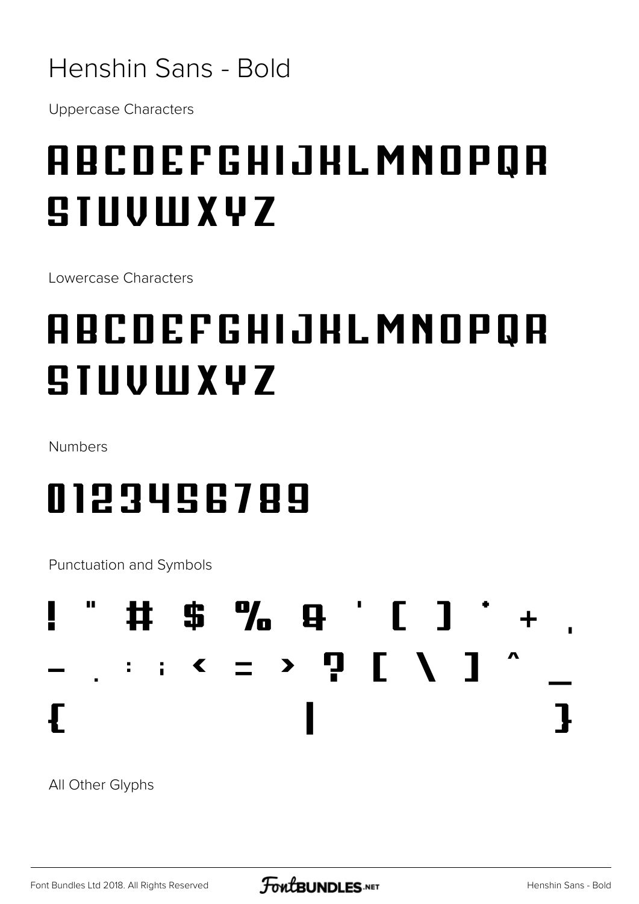# Henshin Sans - Bold

Uppercase Characters

ABCDEFGHIJKLMNOPQR
STUVWXYZ

Lowercase Characters

ABCDEFGHIJKLMNOPQR
STUVWXYZ

Numbers

0123456789

Punctuation and Symbols

! " # $ % & ' ( ) * + ,
- . : ; < = > ? [ \ ] ^ _
{ | }

All Other Glyphs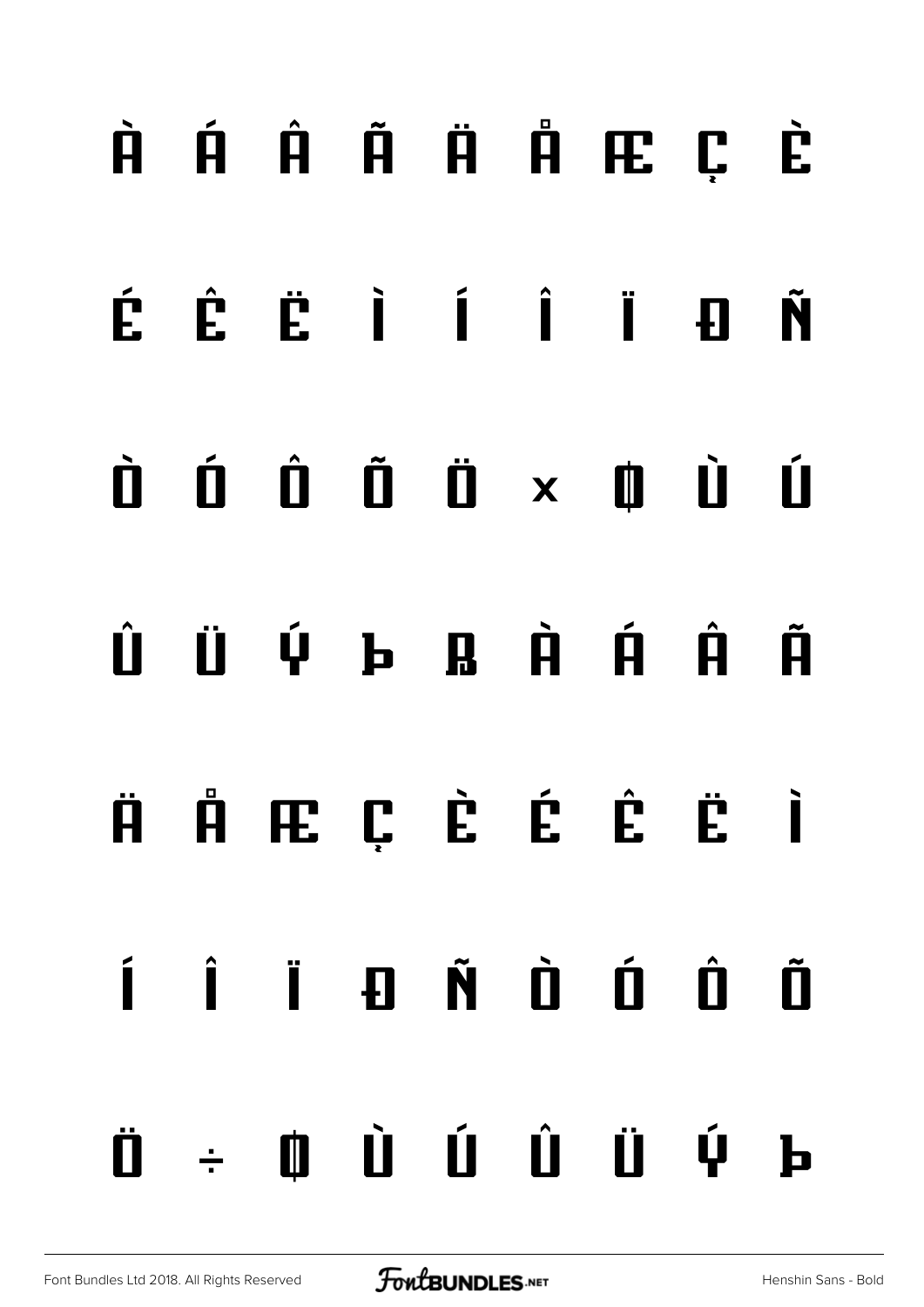À Á Â Ã Ä Å Æ Ç È

É Ê Ë Ì Í Î Ï Ð Ñ

Ò Ó Ô Õ Ö × Ø Ù Ú

Û Ü Ý Þ ß à á â ã

ä å æ ç è é ê ë ì

í î ï ð ñ ò ó ô õ

ö ÷ ø ù ú û ü ý þ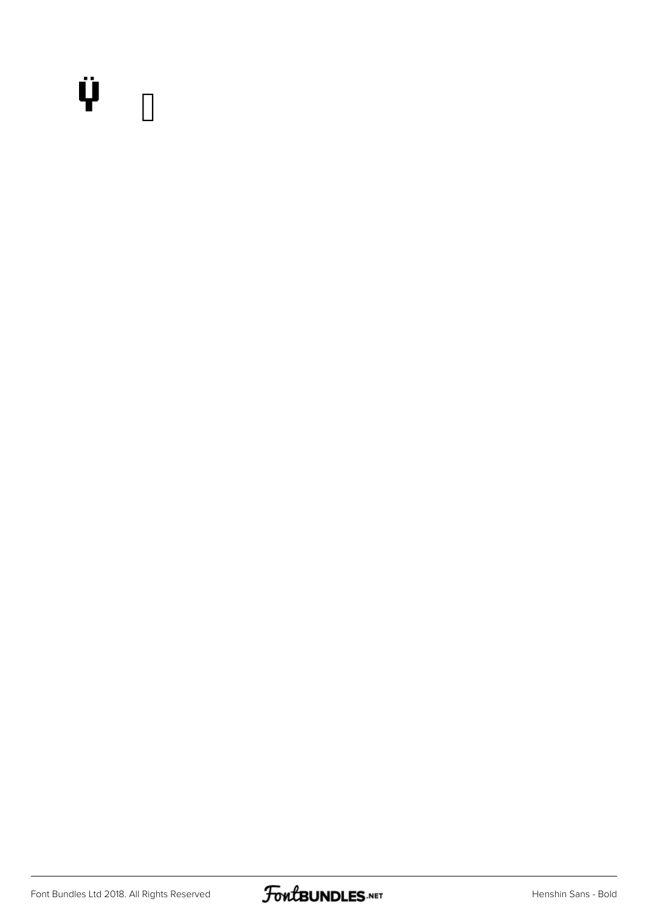Ÿ ▯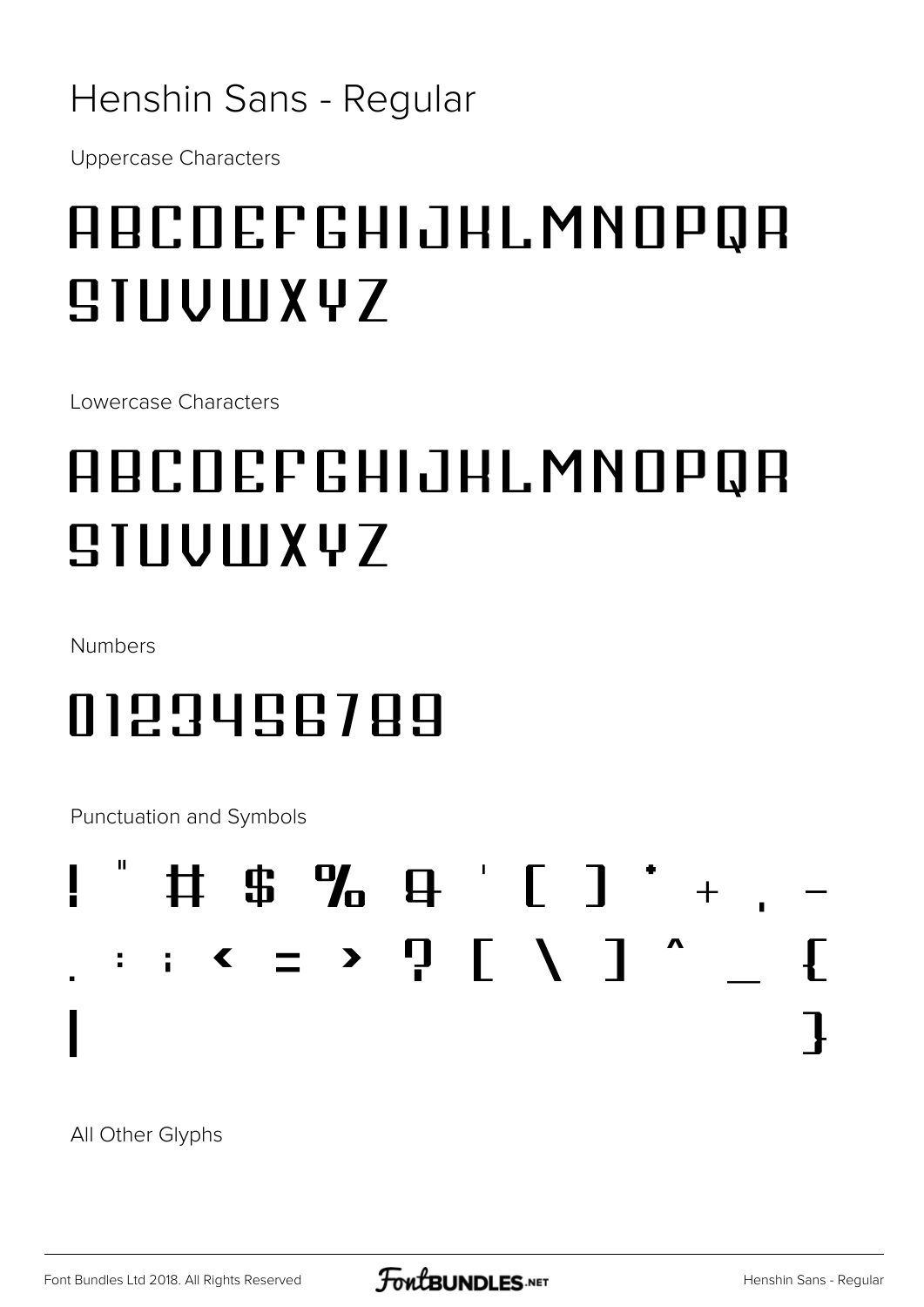# Henshin Sans - Regular

Uppercase Characters

ABCDEFGHIJKLMNOPQR
STUVWXYZ

Lowercase Characters

ABCDEFGHIJKLMNOPQR
STUVWXYZ

Numbers

0123456789

Punctuation and Symbols

! " # $ % & ' ( ) * + , -
. : ; < = > ? [ \ ] ^ _ {
| }

All Other Glyphs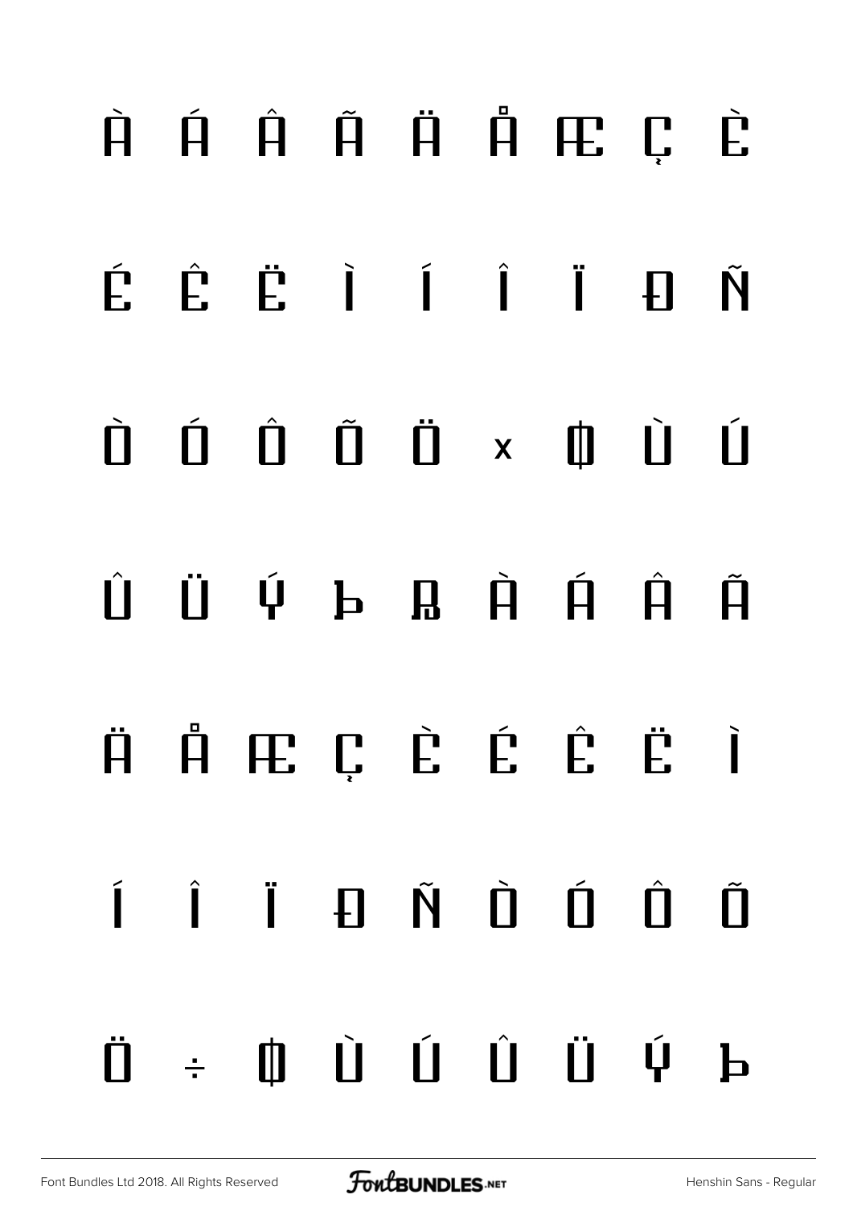À Á Â Ã Ä Å Æ Ç È

É Ê Ë Ì Í Î Ï Ð Ñ

Ò Ó Ô Õ Ö × Ø Ù Ú

Û Ü Ý Þ ß à á â ã

ä å æ ç è é ê ë ì

í î ï ð ñ ò ó ô õ

ö ÷ ø ù ú û ü ý þ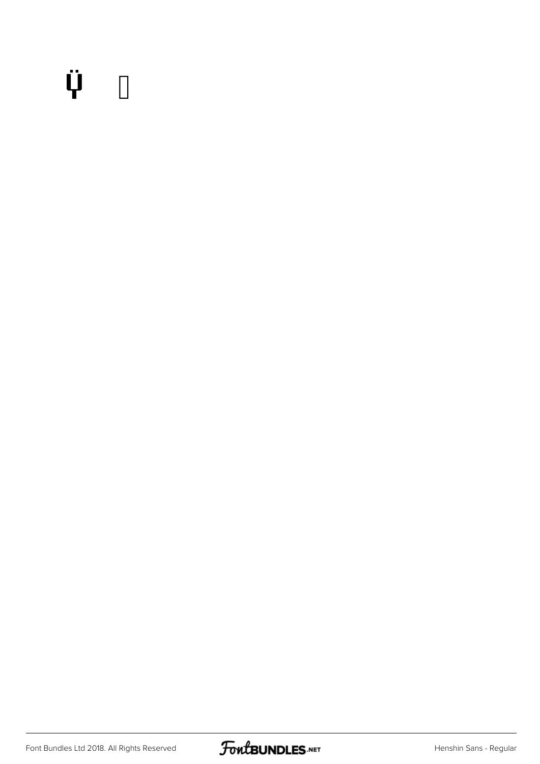Ÿ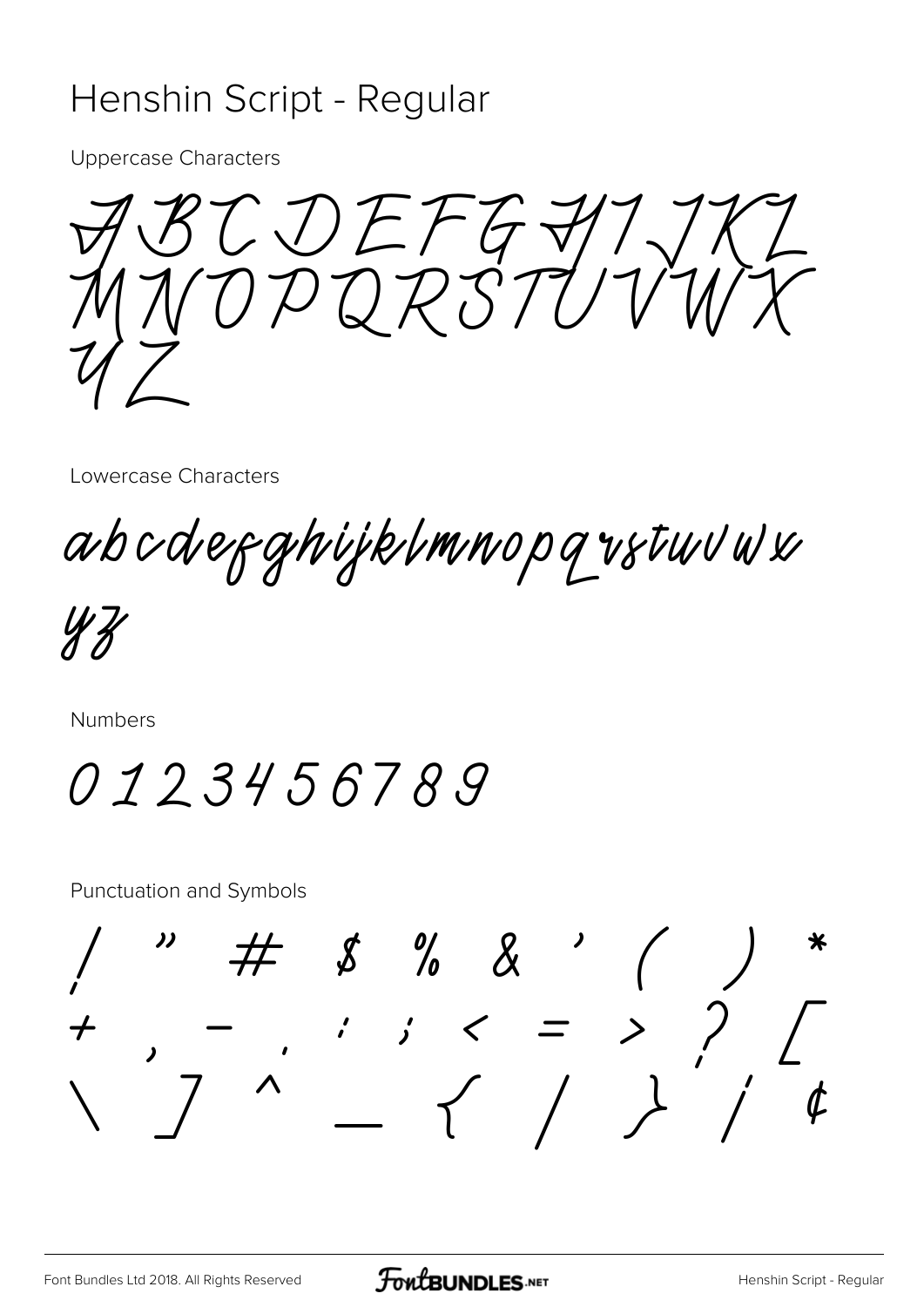# Henshin Script - Regular

Uppercase Characters

ABCDEFGHIJKL
MNOPQRSTUVWX
YZ

Lowercase Characters

abcdefghijklmnopqrstuvwx
yz

Numbers

0 1 2 3 4 5 6 7 8 9

Punctuation and Symbols

/ " # $ % & ' ( ) *
+ , - . : ; < = > ? [
\ ] ^ _ { / } / ¢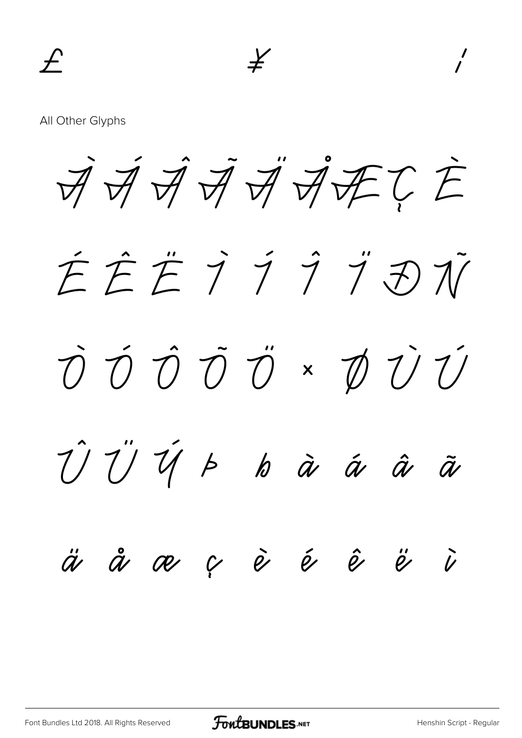£ ¥ ´

All Other Glyphs

À Á Â Ã Ä Å Æ Ç È

É Ê Ë Ì Í Î Ï Ð Ñ

Ò Ó Ô Õ Ö × Ø Ù Ú

Û Ü Ý Þ ß à á â ã

ä å æ ç è é ê ë ì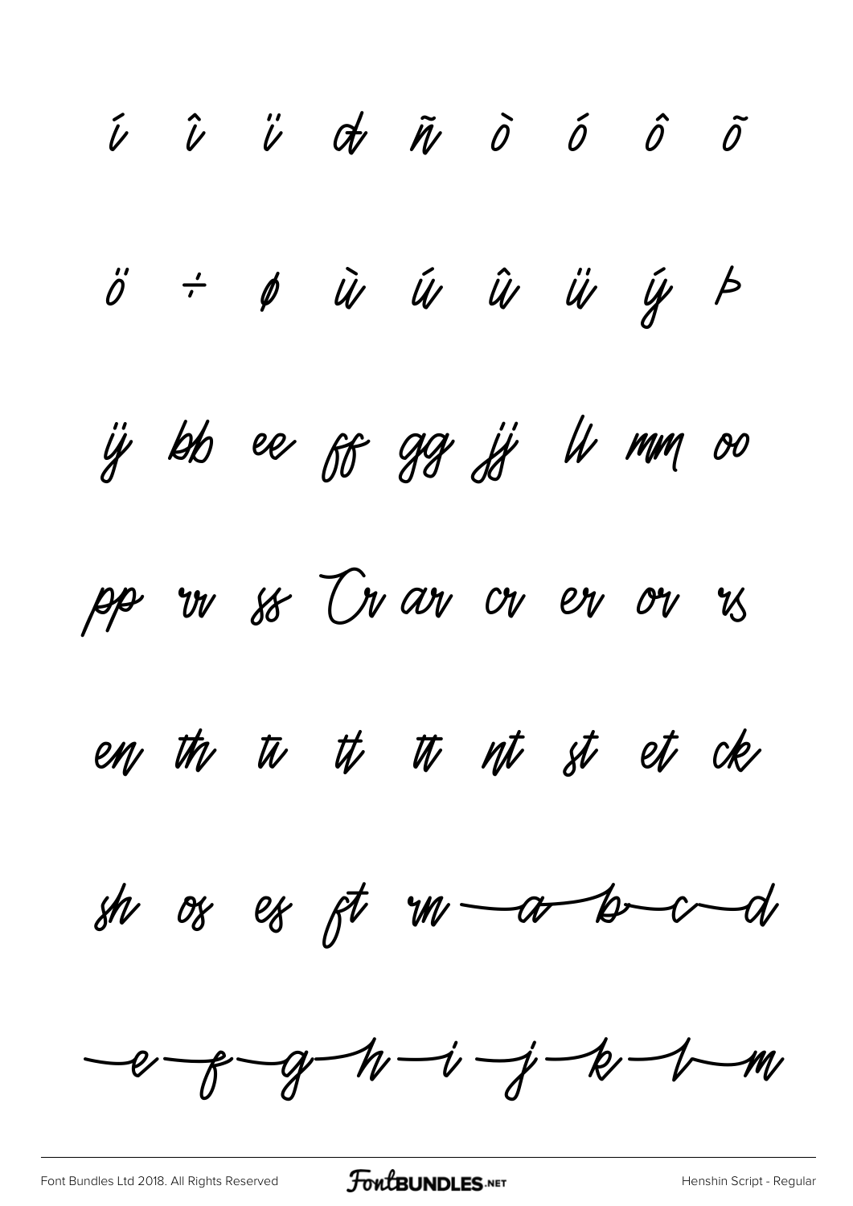í î ï ð ñ ò ó ô õ

ö ÷ ø ù ú û ü ý þ

ÿ bb ee ff gg jj ll mm oo

pp rr ss Cr ar cr er or rs

en th tr tt tt nt st et ck

sh os es ft rn a b c d

e f g h i j k l m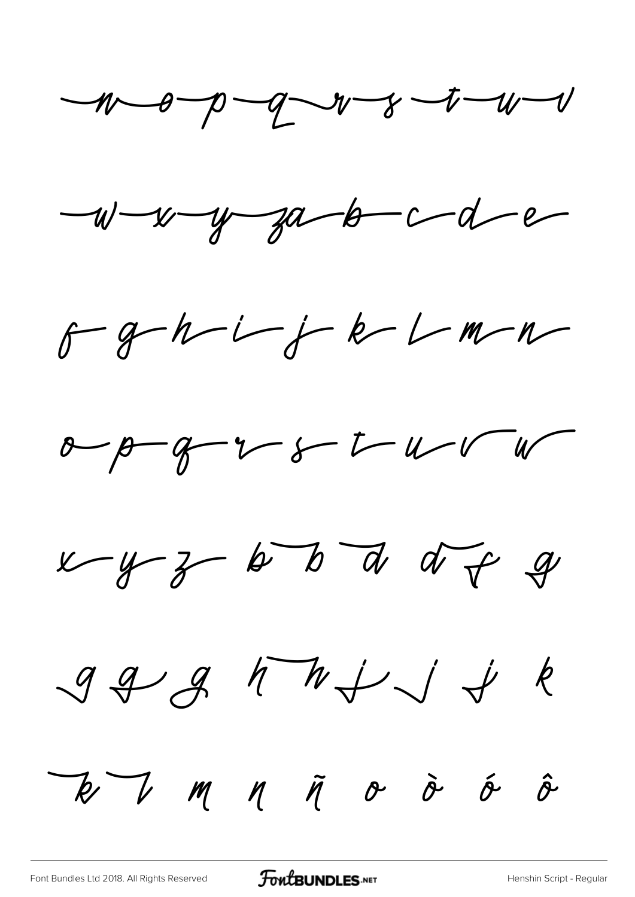n o p q r s t u v

w x y za b c d e

f g h i j k l m n

o p q r s t u v w

x y z b b d d f g

g g g h h j j j k

k l m n ñ o ò ó ô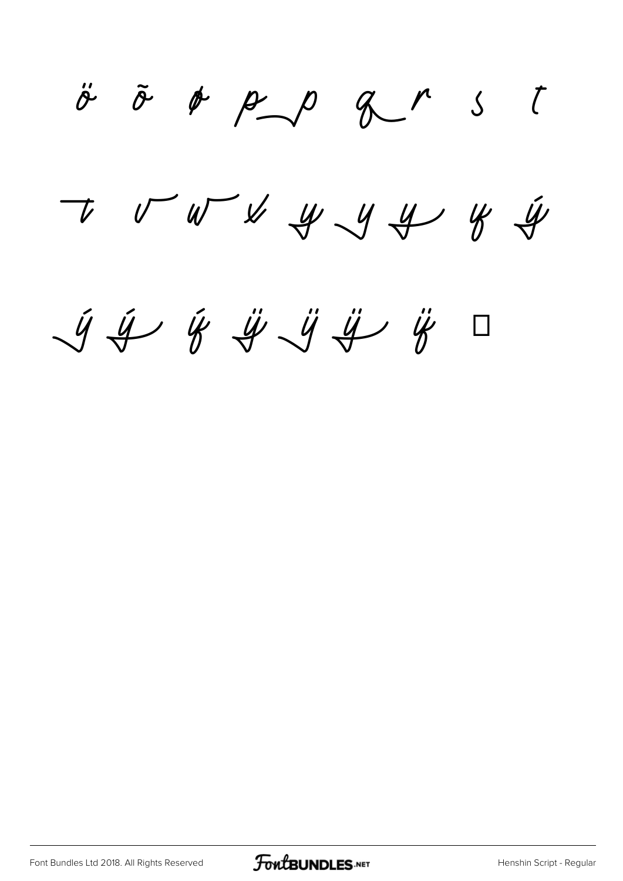ö õ ø p p q r s t

t v w x y y y y ý

ý ý ý ÿ ÿ ÿ ÿ □